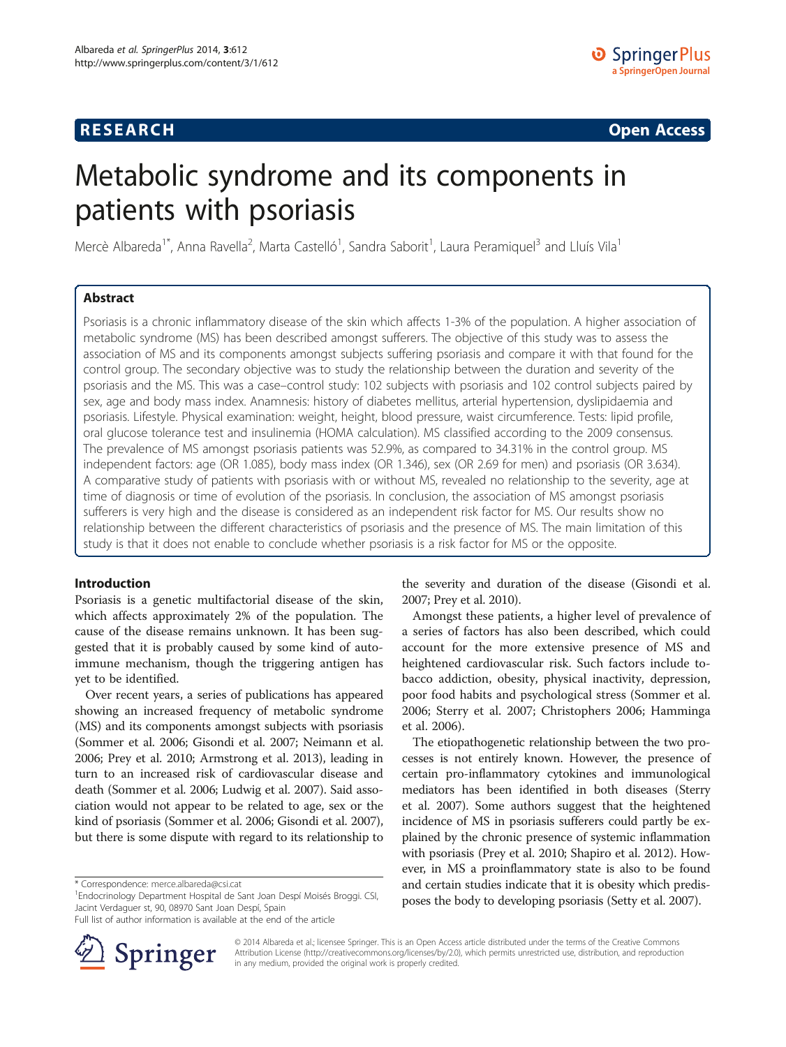**RESEARCH** **Open Access**

# Metabolic syndrome and its components in patients with psoriasis

Mercè Albareda[1*], Anna Ravella[2], Marta Castelló[1], Sandra Saborit[1], Laura Peramiquel[3] and Lluís Vila[1]

## Abstract

Psoriasis is a chronic inflammatory disease of the skin which affects 1-3% of the population. A higher association of metabolic syndrome (MS) has been described amongst sufferers. The objective of this study was to assess the association of MS and its components amongst subjects suffering psoriasis and compare it with that found for the control group. The secondary objective was to study the relationship between the duration and severity of the psoriasis and the MS. This was a case–control study: 102 subjects with psoriasis and 102 control subjects paired by sex, age and body mass index. Anamnesis: history of diabetes mellitus, arterial hypertension, dyslipidaemia and psoriasis. Lifestyle. Physical examination: weight, height, blood pressure, waist circumference. Tests: lipid profile, oral glucose tolerance test and insulinemia (HOMA calculation). MS classified according to the 2009 consensus. The prevalence of MS amongst psoriasis patients was 52.9%, as compared to 34.31% in the control group. MS independent factors: age (OR 1.085), body mass index (OR 1.346), sex (OR 2.69 for men) and psoriasis (OR 3.634). A comparative study of patients with psoriasis with or without MS, revealed no relationship to the severity, age at time of diagnosis or time of evolution of the psoriasis. In conclusion, the association of MS amongst psoriasis sufferers is very high and the disease is considered as an independent risk factor for MS. Our results show no relationship between the different characteristics of psoriasis and the presence of MS. The main limitation of this study is that it does not enable to conclude whether psoriasis is a risk factor for MS or the opposite.

## Introduction

Psoriasis is a genetic multifactorial disease of the skin, which affects approximately 2% of the population. The cause of the disease remains unknown. It has been suggested that it is probably caused by some kind of autoimmune mechanism, though the triggering antigen has yet to be identified.

Over recent years, a series of publications has appeared showing an increased frequency of metabolic syndrome (MS) and its components amongst subjects with psoriasis (Sommer et al. 2006; Gisondi et al. 2007; Neimann et al. 2006; Prey et al. 2010; Armstrong et al. 2013), leading in turn to an increased risk of cardiovascular disease and death (Sommer et al. 2006; Ludwig et al. 2007). Said association would not appear to be related to age, sex or the kind of psoriasis (Sommer et al. 2006; Gisondi et al. 2007), but there is some dispute with regard to its relationship to the severity and duration of the disease (Gisondi et al. 2007; Prey et al. 2010).

Amongst these patients, a higher level of prevalence of a series of factors has also been described, which could account for the more extensive presence of MS and heightened cardiovascular risk. Such factors include tobacco addiction, obesity, physical inactivity, depression, poor food habits and psychological stress (Sommer et al. 2006; Sterry et al. 2007; Christophers 2006; Hamminga et al. 2006).

The etiopathogenetic relationship between the two processes is not entirely known. However, the presence of certain pro-inflammatory cytokines and immunological mediators has been identified in both diseases (Sterry et al. 2007). Some authors suggest that the heightened incidence of MS in psoriasis sufferers could partly be explained by the chronic presence of systemic inflammation with psoriasis (Prey et al. 2010; Shapiro et al. 2012). However, in MS a proinflammatory state is also to be found and certain studies indicate that it is obesity which predisposes the body to developing psoriasis (Setty et al. 2007).

\* Correspondence: merce.albareda@csi.cat

[1]Endocrinology Department Hospital de Sant Joan Despí Moisés Broggi. CSI, Jacint Verdaguer st, 90, 08970 Sant Joan Despí, Spain

Full list of author information is available at the end of the article

© 2014 Albareda et al.; licensee Springer. This is an Open Access article distributed under the terms of the Creative Commons Attribution License (http://creativecommons.org/licenses/by/2.0), which permits unrestricted use, distribution, and reproduction in any medium, provided the original work is properly credited.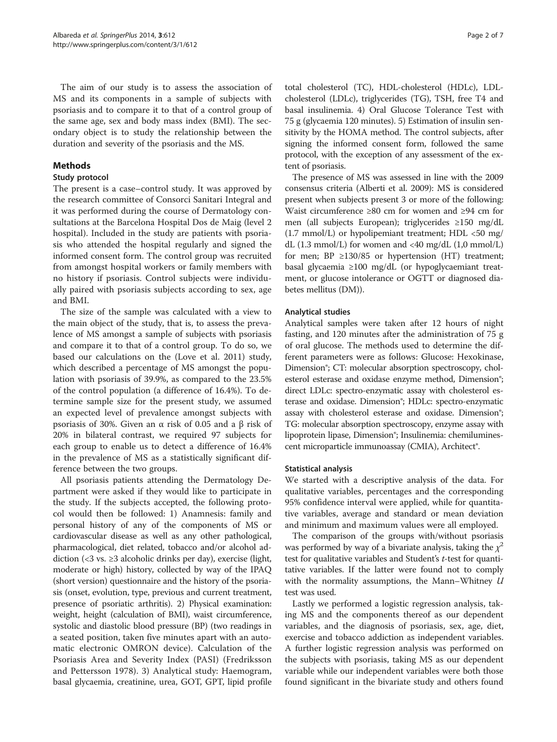The aim of our study is to assess the association of MS and its components in a sample of subjects with psoriasis and to compare it to that of a control group of the same age, sex and body mass index (BMI). The secondary object is to study the relationship between the duration and severity of the psoriasis and the MS.

## Methods

### Study protocol

The present is a case–control study. It was approved by the research committee of Consorci Sanitari Integral and it was performed during the course of Dermatology consultations at the Barcelona Hospital Dos de Maig (level 2 hospital). Included in the study are patients with psoriasis who attended the hospital regularly and signed the informed consent form. The control group was recruited from amongst hospital workers or family members with no history if psoriasis. Control subjects were individually paired with psoriasis subjects according to sex, age and BMI.

The size of the sample was calculated with a view to the main object of the study, that is, to assess the prevalence of MS amongst a sample of subjects with psoriasis and compare it to that of a control group. To do so, we based our calculations on the (Love et al. 2011) study, which described a percentage of MS amongst the population with psoriasis of 39.9%, as compared to the 23.5% of the control population (a difference of 16.4%). To determine sample size for the present study, we assumed an expected level of prevalence amongst subjects with psoriasis of 30%. Given an α risk of 0.05 and a β risk of 20% in bilateral contrast, we required 97 subjects for each group to enable us to detect a difference of 16.4% in the prevalence of MS as a statistically significant difference between the two groups.

All psoriasis patients attending the Dermatology Department were asked if they would like to participate in the study. If the subjects accepted, the following protocol would then be followed: 1) Anamnesis: family and personal history of any of the components of MS or cardiovascular disease as well as any other pathological, pharmacological, diet related, tobacco and/or alcohol addiction (<3 vs. ≥3 alcoholic drinks per day), exercise (light, moderate or high) history, collected by way of the IPAQ (short version) questionnaire and the history of the psoriasis (onset, evolution, type, previous and current treatment, presence of psoriatic arthritis). 2) Physical examination: weight, height (calculation of BMI), waist circumference, systolic and diastolic blood pressure (BP) (two readings in a seated position, taken five minutes apart with an automatic electronic OMRON device). Calculation of the Psoriasis Area and Severity Index (PASI) (Fredriksson and Pettersson 1978). 3) Analytical study: Haemogram, basal glycaemia, creatinine, urea, GOT, GPT, lipid profile total cholesterol (TC), HDL-cholesterol (HDLc), LDL-cholesterol (LDLc), triglycerides (TG), TSH, free T4 and basal insulinemia. 4) Oral Glucose Tolerance Test with 75 g (glycaemia 120 minutes). 5) Estimation of insulin sensitivity by the HOMA method. The control subjects, after signing the informed consent form, followed the same protocol, with the exception of any assessment of the extent of psoriasis.

The presence of MS was assessed in line with the 2009 consensus criteria (Alberti et al. 2009): MS is considered present when subjects present 3 or more of the following: Waist circumference ≥80 cm for women and ≥94 cm for men (all subjects European); triglycerides ≥150 mg/dL (1.7 mmol/L) or hypolipemiant treatment; HDL <50 mg/dL (1.3 mmol/L) for women and <40 mg/dL (1,0 mmol/L) for men; BP ≥130/85 or hypertension (HT) treatment; basal glycaemia ≥100 mg/dL (or hypoglycaemiant treatment, or glucose intolerance or OGTT or diagnosed diabetes mellitus (DM)).

### Analytical studies

Analytical samples were taken after 12 hours of night fasting, and 120 minutes after the administration of 75 g of oral glucose. The methods used to determine the different parameters were as follows: Glucose: Hexokinase, Dimension®; CT: molecular absorption spectroscopy, cholesterol esterase and oxidase enzyme method, Dimension®; direct LDLc: spectro-enzymatic assay with cholesterol esterase and oxidase. Dimension®; HDLc: spectro-enzymatic assay with cholesterol esterase and oxidase. Dimension®; TG: molecular absorption spectroscopy, enzyme assay with lipoprotein lipase, Dimension®; Insulinemia: chemiluminescent microparticle immunoassay (CMIA), Architect®.

### Statistical analysis

We started with a descriptive analysis of the data. For qualitative variables, percentages and the corresponding 95% confidence interval were applied, while for quantitative variables, average and standard or mean deviation and minimum and maximum values were all employed.

The comparison of the groups with/without psoriasis was performed by way of a bivariate analysis, taking the $\chi^2$ test for qualitative variables and Student's *t*-test for quantitative variables. If the latter were found not to comply with the normality assumptions, the Mann–Whitney *U* test was used.

Lastly we performed a logistic regression analysis, taking MS and the components thereof as our dependent variables, and the diagnosis of psoriasis, sex, age, diet, exercise and tobacco addiction as independent variables. A further logistic regression analysis was performed on the subjects with psoriasis, taking MS as our dependent variable while our independent variables were both those found significant in the bivariate study and others found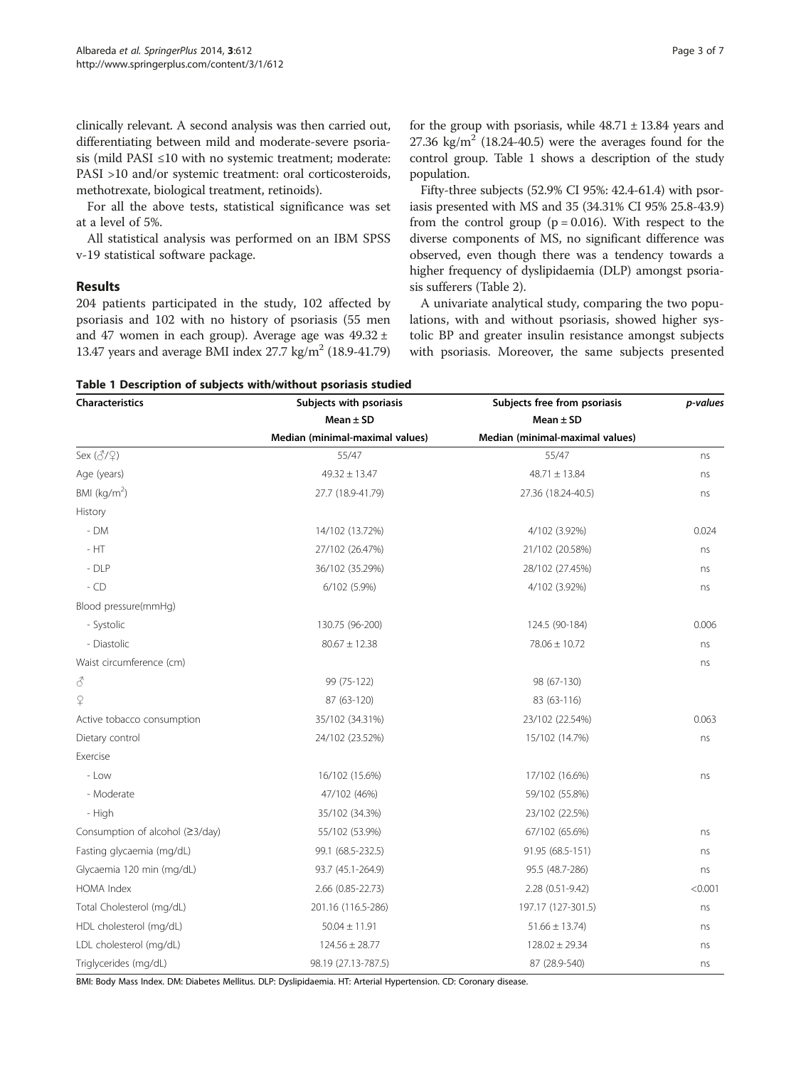clinically relevant. A second analysis was then carried out, differentiating between mild and moderate-severe psoriasis (mild PASI ≤10 with no systemic treatment; moderate: PASI >10 and/or systemic treatment: oral corticosteroids, methotrexate, biological treatment, retinoids).

For all the above tests, statistical significance was set at a level of 5%.

All statistical analysis was performed on an IBM SPSS v-19 statistical software package.

## Results

204 patients participated in the study, 102 affected by psoriasis and 102 with no history of psoriasis (55 men and 47 women in each group). Average age was 49.32 ± 13.47 years and average BMI index 27.7 kg/m$^2$ (18.9-41.79) for the group with psoriasis, while 48.71 ± 13.84 years and 27.36 kg/m$^2$ (18.24-40.5) were the averages found for the control group. Table 1 shows a description of the study population.

Fifty-three subjects (52.9% CI 95%: 42.4-61.4) with psoriasis presented with MS and 35 (34.31% CI 95% 25.8-43.9) from the control group (p = 0.016). With respect to the diverse components of MS, no significant difference was observed, even though there was a tendency towards a higher frequency of dyslipidaemia (DLP) amongst psoriasis sufferers (Table 2).

A univariate analytical study, comparing the two populations, with and without psoriasis, showed higher systolic BP and greater insulin resistance amongst subjects with psoriasis. Moreover, the same subjects presented

**Table 1 Description of subjects with/without psoriasis studied**

| Characteristics | Subjects with psoriasis<br>Mean ± SD<br>Median (minimal-maximal values) | Subjects free from psoriasis<br>Mean ± SD<br>Median (minimal-maximal values) | *p-values* |
|---|---|---|---|
| Sex (♂/♀) | 55/47 | 55/47 | ns |
| Age (years) | 49.32 ± 13.47 | 48.71 ± 13.84 | ns |
| BMI (kg/m$^2$) | 27.7 (18.9-41.79) | 27.36 (18.24-40.5) | ns |
| History | | | |
| - DM | 14/102 (13.72%) | 4/102 (3.92%) | 0.024 |
| - HT | 27/102 (26.47%) | 21/102 (20.58%) | ns |
| - DLP | 36/102 (35.29%) | 28/102 (27.45%) | ns |
| - CD | 6/102 (5.9%) | 4/102 (3.92%) | ns |
| Blood pressure(mmHg) | | | |
| - Systolic | 130.75 (96-200) | 124.5 (90-184) | 0.006 |
| - Diastolic | 80.67 ± 12.38 | 78.06 ± 10.72 | ns |
| Waist circumference (cm) | | | ns |
| ♂ | 99 (75-122) | 98 (67-130) | |
| ♀ | 87 (63-120) | 83 (63-116) | |
| Active tobacco consumption | 35/102 (34.31%) | 23/102 (22.54%) | 0.063 |
| Dietary control | 24/102 (23.52%) | 15/102 (14.7%) | ns |
| Exercise | | | |
| - Low | 16/102 (15.6%) | 17/102 (16.6%) | ns |
| - Moderate | 47/102 (46%) | 59/102 (55.8%) | |
| - High | 35/102 (34.3%) | 23/102 (22.5%) | |
| Consumption of alcohol (≥3/day) | 55/102 (53.9%) | 67/102 (65.6%) | ns |
| Fasting glycaemia (mg/dL) | 99.1 (68.5-232.5) | 91.95 (68.5-151) | ns |
| Glycaemia 120 min (mg/dL) | 93.7 (45.1-264.9) | 95.5 (48.7-286) | ns |
| HOMA Index | 2.66 (0.85-22.73) | 2.28 (0.51-9.42) | <0.001 |
| Total Cholesterol (mg/dL) | 201.16 (116.5-286) | 197.17 (127-301.5) | ns |
| HDL cholesterol (mg/dL) | 50.04 ± 11.91 | 51.66 ± 13.74) | ns |
| LDL cholesterol (mg/dL) | 124.56 ± 28.77 | 128.02 ± 29.34 | ns |
| Triglycerides (mg/dL) | 98.19 (27.13-787.5) | 87 (28.9-540) | ns |

BMI: Body Mass Index. DM: Diabetes Mellitus. DLP: Dyslipidaemia. HT: Arterial Hypertension. CD: Coronary disease.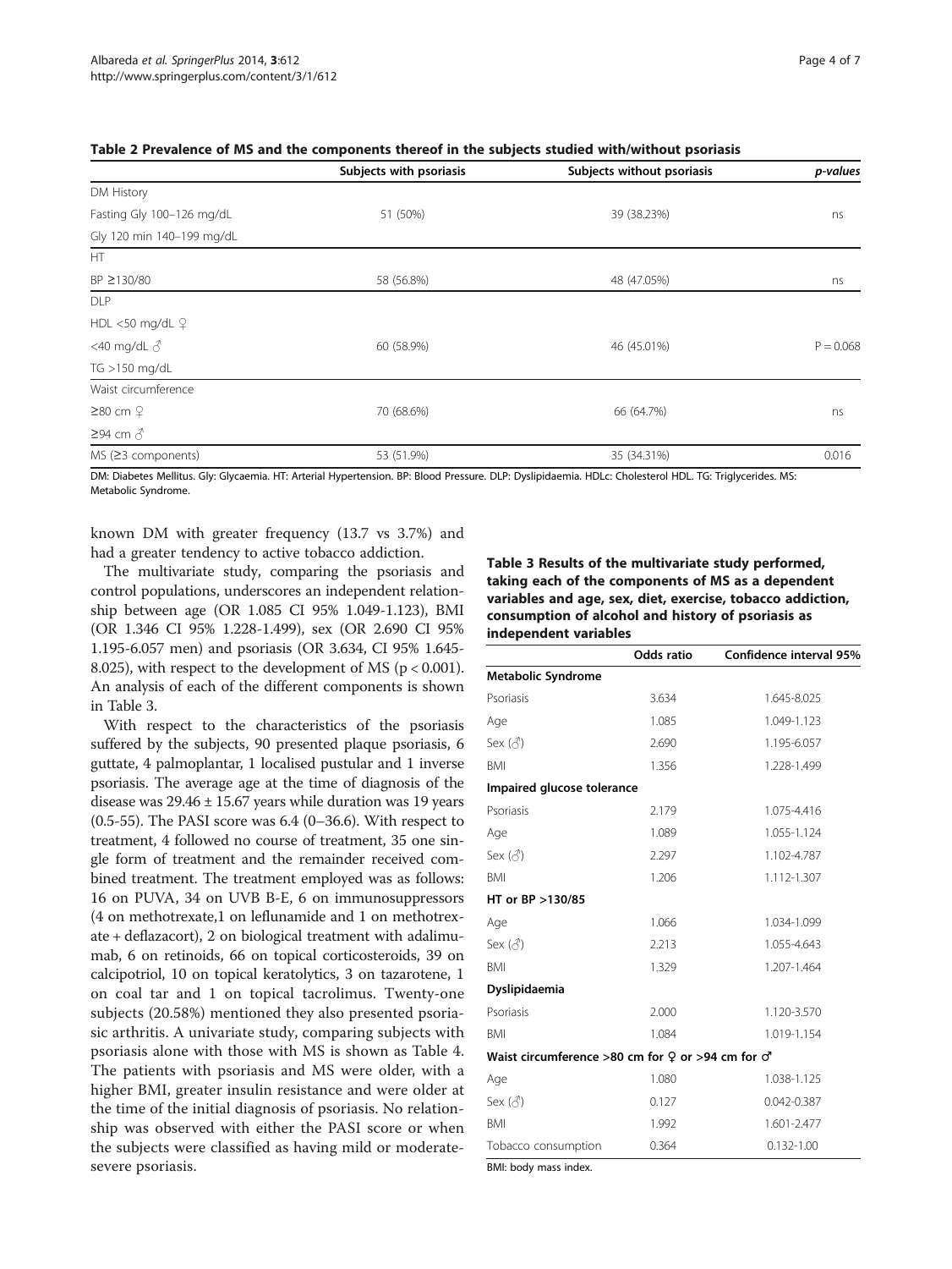**Table 2 Prevalence of MS and the components thereof in the subjects studied with/without psoriasis**

| | Subjects with psoriasis | Subjects without psoriasis | *p-values* |
|---|---|---|---|
| DM History | | | |
| Fasting Gly 100–126 mg/dL | 51 (50%) | 39 (38.23%) | ns |
| Gly 120 min 140–199 mg/dL | | | |
| HT | | | |
| BP ≥130/80 | 58 (56.8%) | 48 (47.05%) | ns |
| DLP | | | |
| HDL <50 mg/dL ♀ | | | |
| <40 mg/dL ♂ | 60 (58.9%) | 46 (45.01%) | P = 0.068 |
| TG >150 mg/dL | | | |
| Waist circumference | | | |
| ≥80 cm ♀ | 70 (68.6%) | 66 (64.7%) | ns |
| ≥94 cm ♂ | | | |
| MS (≥3 components) | 53 (51.9%) | 35 (34.31%) | 0.016 |

DM: Diabetes Mellitus. Gly: Glycaemia. HT: Arterial Hypertension. BP: Blood Pressure. DLP: Dyslipidaemia. HDLc: Cholesterol HDL. TG: Triglycerides. MS: Metabolic Syndrome.

known DM with greater frequency (13.7 vs 3.7%) and had a greater tendency to active tobacco addiction.

The multivariate study, comparing the psoriasis and control populations, underscores an independent relationship between age (OR 1.085 CI 95% 1.049-1.123), BMI (OR 1.346 CI 95% 1.228-1.499), sex (OR 2.690 CI 95% 1.195-6.057 men) and psoriasis (OR 3.634, CI 95% 1.645-8.025), with respect to the development of MS ($p < 0.001$). An analysis of each of the different components is shown in Table 3.

With respect to the characteristics of the psoriasis suffered by the subjects, 90 presented plaque psoriasis, 6 guttate, 4 palmoplantar, 1 localised pustular and 1 inverse psoriasis. The average age at the time of diagnosis of the disease was 29.46 ± 15.67 years while duration was 19 years (0.5-55). The PASI score was 6.4 (0–36.6). With respect to treatment, 4 followed no course of treatment, 35 one single form of treatment and the remainder received combined treatment. The treatment employed was as follows: 16 on PUVA, 34 on UVB B-E, 6 on immunosuppressors (4 on methotrexate,1 on leflunamide and 1 on methotrexate + deflazacort), 2 on biological treatment with adalimumab, 6 on retinoids, 66 on topical corticosteroids, 39 on calcipotriol, 10 on topical keratolytics, 3 on tazarotene, 1 on coal tar and 1 on topical tacrolimus. Twenty-one subjects (20.58%) mentioned they also presented psoriasic arthritis. A univariate study, comparing subjects with psoriasis alone with those with MS is shown as Table 4. The patients with psoriasis and MS were older, with a higher BMI, greater insulin resistance and were older at the time of the initial diagnosis of psoriasis. No relationship was observed with either the PASI score or when the subjects were classified as having mild or moderate-severe psoriasis.

**Table 3 Results of the multivariate study performed, taking each of the components of MS as a dependent variables and age, sex, diet, exercise, tobacco addiction, consumption of alcohol and history of psoriasis as independent variables**

| | Odds ratio | Confidence interval 95% |
|---|---|---|
| **Metabolic Syndrome** | | |
| Psoriasis | 3.634 | 1.645-8.025 |
| Age | 1.085 | 1.049-1.123 |
| Sex (♂) | 2.690 | 1.195-6.057 |
| BMI | 1.356 | 1.228-1.499 |
| **Impaired glucose tolerance** | | |
| Psoriasis | 2.179 | 1.075-4.416 |
| Age | 1.089 | 1.055-1.124 |
| Sex (♂) | 2.297 | 1.102-4.787 |
| BMI | 1.206 | 1.112-1.307 |
| **HT or BP >130/85** | | |
| Age | 1.066 | 1.034-1.099 |
| Sex (♂) | 2.213 | 1.055-4.643 |
| BMI | 1.329 | 1.207-1.464 |
| **Dyslipidaemia** | | |
| Psoriasis | 2.000 | 1.120-3.570 |
| BMI | 1.084 | 1.019-1.154 |
| **Waist circumference >80 cm for ♀ or >94 cm for ♂** | | |
| Age | 1.080 | 1.038-1.125 |
| Sex (♂) | 0.127 | 0.042-0.387 |
| BMI | 1.992 | 1.601-2.477 |
| Tobacco consumption | 0.364 | 0.132-1.00 |

BMI: body mass index.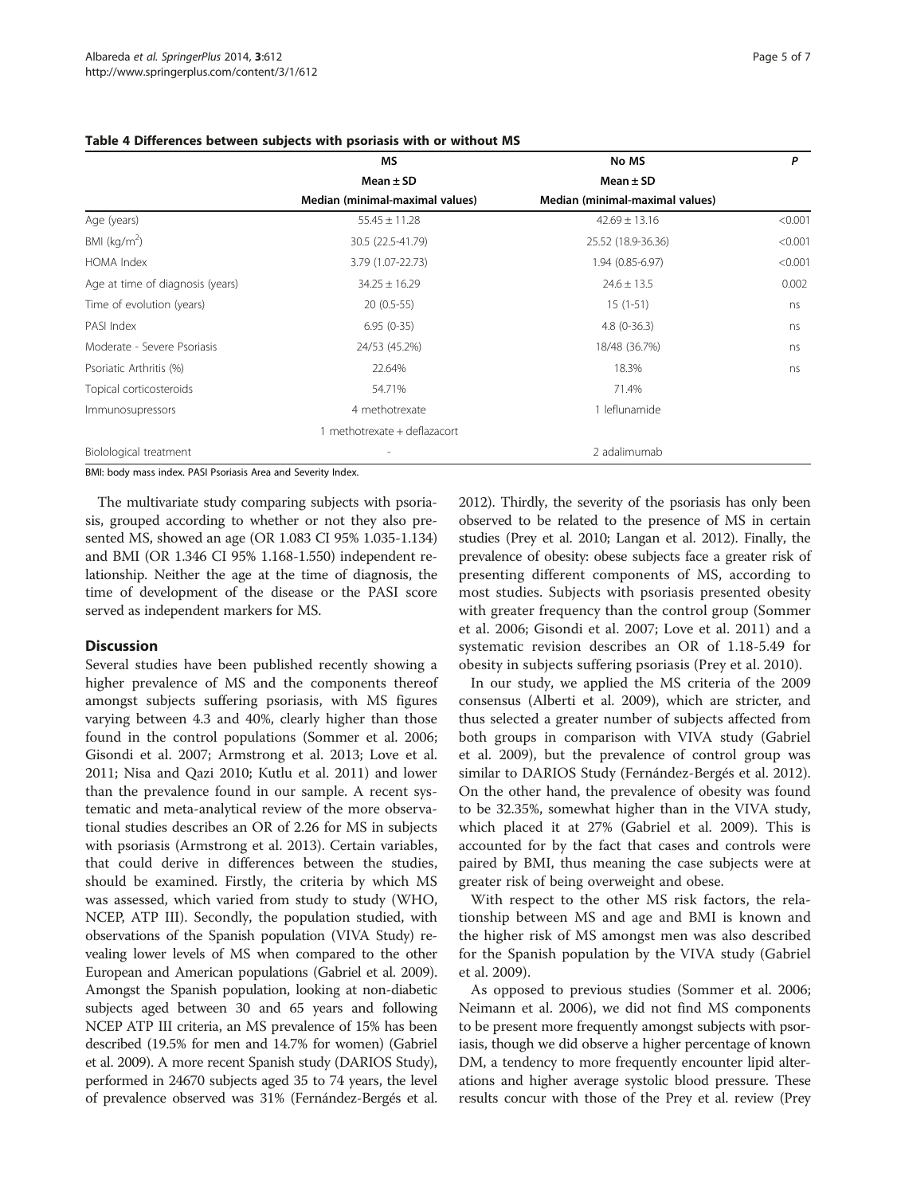**Table 4 Differences between subjects with psoriasis with or without MS**

| | MS | No MS | P |
|---|---|---|---|
| | Mean ± SD | Mean ± SD | |
| | Median (minimal-maximal values) | Median (minimal-maximal values) | |
| Age (years) | 55.45 ± 11.28 | 42.69 ± 13.16 | <0.001 |
| BMI (kg/m$^2$) | 30.5 (22.5-41.79) | 25.52 (18.9-36.36) | <0.001 |
| HOMA Index | 3.79 (1.07-22.73) | 1.94 (0.85-6.97) | <0.001 |
| Age at time of diagnosis (years) | 34.25 ± 16.29 | 24.6 ± 13.5 | 0.002 |
| Time of evolution (years) | 20 (0.5-55) | 15 (1-51) | ns |
| PASI Index | 6.95 (0-35) | 4.8 (0-36.3) | ns |
| Moderate - Severe Psoriasis | 24/53 (45.2%) | 18/48 (36.7%) | ns |
| Psoriatic Arthritis (%) | 22.64% | 18.3% | ns |
| Topical corticosteroids | 54.71% | 71.4% | |
| Immunosupressors | 4 methotrexate | 1 leflunamide | |
| | 1 methotrexate + deflazacort | | |
| Biolological treatment | - | 2 adalimumab | |

BMI: body mass index. PASI Psoriasis Area and Severity Index.

The multivariate study comparing subjects with psoriasis, grouped according to whether or not they also presented MS, showed an age (OR 1.083 CI 95% 1.035-1.134) and BMI (OR 1.346 CI 95% 1.168-1.550) independent relationship. Neither the age at the time of diagnosis, the time of development of the disease or the PASI score served as independent markers for MS.

## Discussion

Several studies have been published recently showing a higher prevalence of MS and the components thereof amongst subjects suffering psoriasis, with MS figures varying between 4.3 and 40%, clearly higher than those found in the control populations (Sommer et al. 2006; Gisondi et al. 2007; Armstrong et al. 2013; Love et al. 2011; Nisa and Qazi 2010; Kutlu et al. 2011) and lower than the prevalence found in our sample. A recent systematic and meta-analytical review of the more observational studies describes an OR of 2.26 for MS in subjects with psoriasis (Armstrong et al. 2013). Certain variables, that could derive in differences between the studies, should be examined. Firstly, the criteria by which MS was assessed, which varied from study to study (WHO, NCEP, ATP III). Secondly, the population studied, with observations of the Spanish population (VIVA Study) revealing lower levels of MS when compared to the other European and American populations (Gabriel et al. 2009). Amongst the Spanish population, looking at non-diabetic subjects aged between 30 and 65 years and following NCEP ATP III criteria, an MS prevalence of 15% has been described (19.5% for men and 14.7% for women) (Gabriel et al. 2009). A more recent Spanish study (DARIOS Study), performed in 24670 subjects aged 35 to 74 years, the level of prevalence observed was 31% (Fernández-Bergés et al. 2012). Thirdly, the severity of the psoriasis has only been observed to be related to the presence of MS in certain studies (Prey et al. 2010; Langan et al. 2012). Finally, the prevalence of obesity: obese subjects face a greater risk of presenting different components of MS, according to most studies. Subjects with psoriasis presented obesity with greater frequency than the control group (Sommer et al. 2006; Gisondi et al. 2007; Love et al. 2011) and a systematic revision describes an OR of 1.18-5.49 for obesity in subjects suffering psoriasis (Prey et al. 2010).

In our study, we applied the MS criteria of the 2009 consensus (Alberti et al. 2009), which are stricter, and thus selected a greater number of subjects affected from both groups in comparison with VIVA study (Gabriel et al. 2009), but the prevalence of control group was similar to DARIOS Study (Fernández-Bergés et al. 2012). On the other hand, the prevalence of obesity was found to be 32.35%, somewhat higher than in the VIVA study, which placed it at 27% (Gabriel et al. 2009). This is accounted for by the fact that cases and controls were paired by BMI, thus meaning the case subjects were at greater risk of being overweight and obese.

With respect to the other MS risk factors, the relationship between MS and age and BMI is known and the higher risk of MS amongst men was also described for the Spanish population by the VIVA study (Gabriel et al. 2009).

As opposed to previous studies (Sommer et al. 2006; Neimann et al. 2006), we did not find MS components to be present more frequently amongst subjects with psoriasis, though we did observe a higher percentage of known DM, a tendency to more frequently encounter lipid alterations and higher average systolic blood pressure. These results concur with those of the Prey et al. review (Prey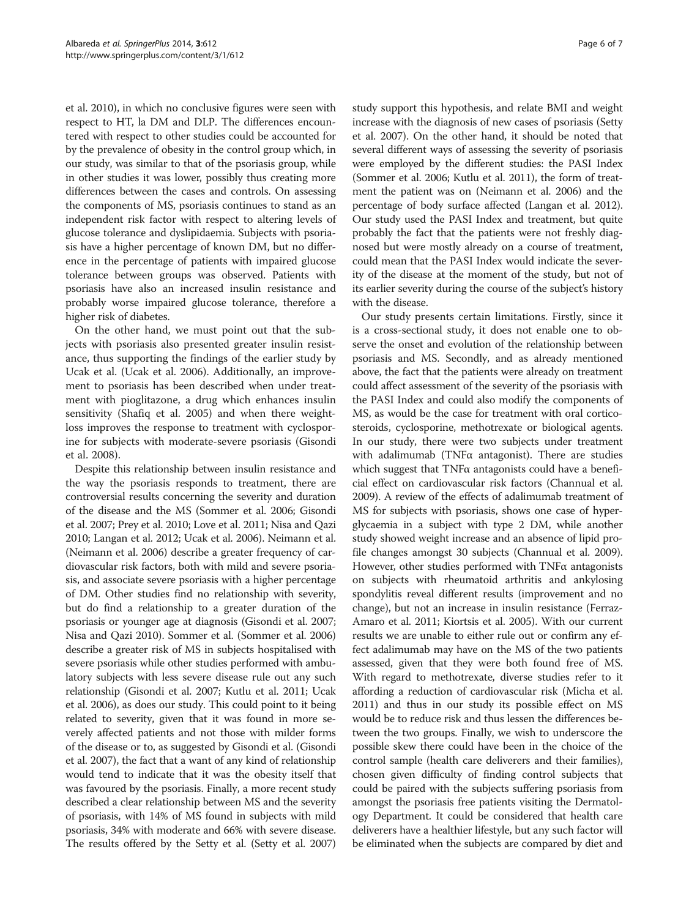et al. 2010), in which no conclusive figures were seen with respect to HT, la DM and DLP. The differences encountered with respect to other studies could be accounted for by the prevalence of obesity in the control group which, in our study, was similar to that of the psoriasis group, while in other studies it was lower, possibly thus creating more differences between the cases and controls. On assessing the components of MS, psoriasis continues to stand as an independent risk factor with respect to altering levels of glucose tolerance and dyslipidaemia. Subjects with psoriasis have a higher percentage of known DM, but no difference in the percentage of patients with impaired glucose tolerance between groups was observed. Patients with psoriasis have also an increased insulin resistance and probably worse impaired glucose tolerance, therefore a higher risk of diabetes.

On the other hand, we must point out that the subjects with psoriasis also presented greater insulin resistance, thus supporting the findings of the earlier study by Ucak et al. (Ucak et al. 2006). Additionally, an improvement to psoriasis has been described when under treatment with pioglitazone, a drug which enhances insulin sensitivity (Shafiq et al. 2005) and when there weight-loss improves the response to treatment with cyclosporine for subjects with moderate-severe psoriasis (Gisondi et al. 2008).

Despite this relationship between insulin resistance and the way the psoriasis responds to treatment, there are controversial results concerning the severity and duration of the disease and the MS (Sommer et al. 2006; Gisondi et al. 2007; Prey et al. 2010; Love et al. 2011; Nisa and Qazi 2010; Langan et al. 2012; Ucak et al. 2006). Neimann et al. (Neimann et al. 2006) describe a greater frequency of cardiovascular risk factors, both with mild and severe psoriasis, and associate severe psoriasis with a higher percentage of DM. Other studies find no relationship with severity, but do find a relationship to a greater duration of the psoriasis or younger age at diagnosis (Gisondi et al. 2007; Nisa and Qazi 2010). Sommer et al. (Sommer et al. 2006) describe a greater risk of MS in subjects hospitalised with severe psoriasis while other studies performed with ambulatory subjects with less severe disease rule out any such relationship (Gisondi et al. 2007; Kutlu et al. 2011; Ucak et al. 2006), as does our study. This could point to it being related to severity, given that it was found in more severely affected patients and not those with milder forms of the disease or to, as suggested by Gisondi et al. (Gisondi et al. 2007), the fact that a want of any kind of relationship would tend to indicate that it was the obesity itself that was favoured by the psoriasis. Finally, a more recent study described a clear relationship between MS and the severity of psoriasis, with 14% of MS found in subjects with mild psoriasis, 34% with moderate and 66% with severe disease. The results offered by the Setty et al. (Setty et al. 2007) study support this hypothesis, and relate BMI and weight increase with the diagnosis of new cases of psoriasis (Setty et al. 2007). On the other hand, it should be noted that several different ways of assessing the severity of psoriasis were employed by the different studies: the PASI Index (Sommer et al. 2006; Kutlu et al. 2011), the form of treatment the patient was on (Neimann et al. 2006) and the percentage of body surface affected (Langan et al. 2012). Our study used the PASI Index and treatment, but quite probably the fact that the patients were not freshly diagnosed but were mostly already on a course of treatment, could mean that the PASI Index would indicate the severity of the disease at the moment of the study, but not of its earlier severity during the course of the subject's history with the disease.

Our study presents certain limitations. Firstly, since it is a cross-sectional study, it does not enable one to observe the onset and evolution of the relationship between psoriasis and MS. Secondly, and as already mentioned above, the fact that the patients were already on treatment could affect assessment of the severity of the psoriasis with the PASI Index and could also modify the components of MS, as would be the case for treatment with oral corticosteroids, cyclosporine, methotrexate or biological agents. In our study, there were two subjects under treatment with adalimumab (TNFα antagonist). There are studies which suggest that TNFα antagonists could have a beneficial effect on cardiovascular risk factors (Channual et al. 2009). A review of the effects of adalimumab treatment of MS for subjects with psoriasis, shows one case of hyperglycaemia in a subject with type 2 DM, while another study showed weight increase and an absence of lipid profile changes amongst 30 subjects (Channual et al. 2009). However, other studies performed with TNFα antagonists on subjects with rheumatoid arthritis and ankylosing spondylitis reveal different results (improvement and no change), but not an increase in insulin resistance (Ferraz-Amaro et al. 2011; Kiortsis et al. 2005). With our current results we are unable to either rule out or confirm any effect adalimumab may have on the MS of the two patients assessed, given that they were both found free of MS. With regard to methotrexate, diverse studies refer to it affording a reduction of cardiovascular risk (Micha et al. 2011) and thus in our study its possible effect on MS would be to reduce risk and thus lessen the differences between the two groups. Finally, we wish to underscore the possible skew there could have been in the choice of the control sample (health care deliverers and their families), chosen given difficulty of finding control subjects that could be paired with the subjects suffering psoriasis from amongst the psoriasis free patients visiting the Dermatology Department. It could be considered that health care deliverers have a healthier lifestyle, but any such factor will be eliminated when the subjects are compared by diet and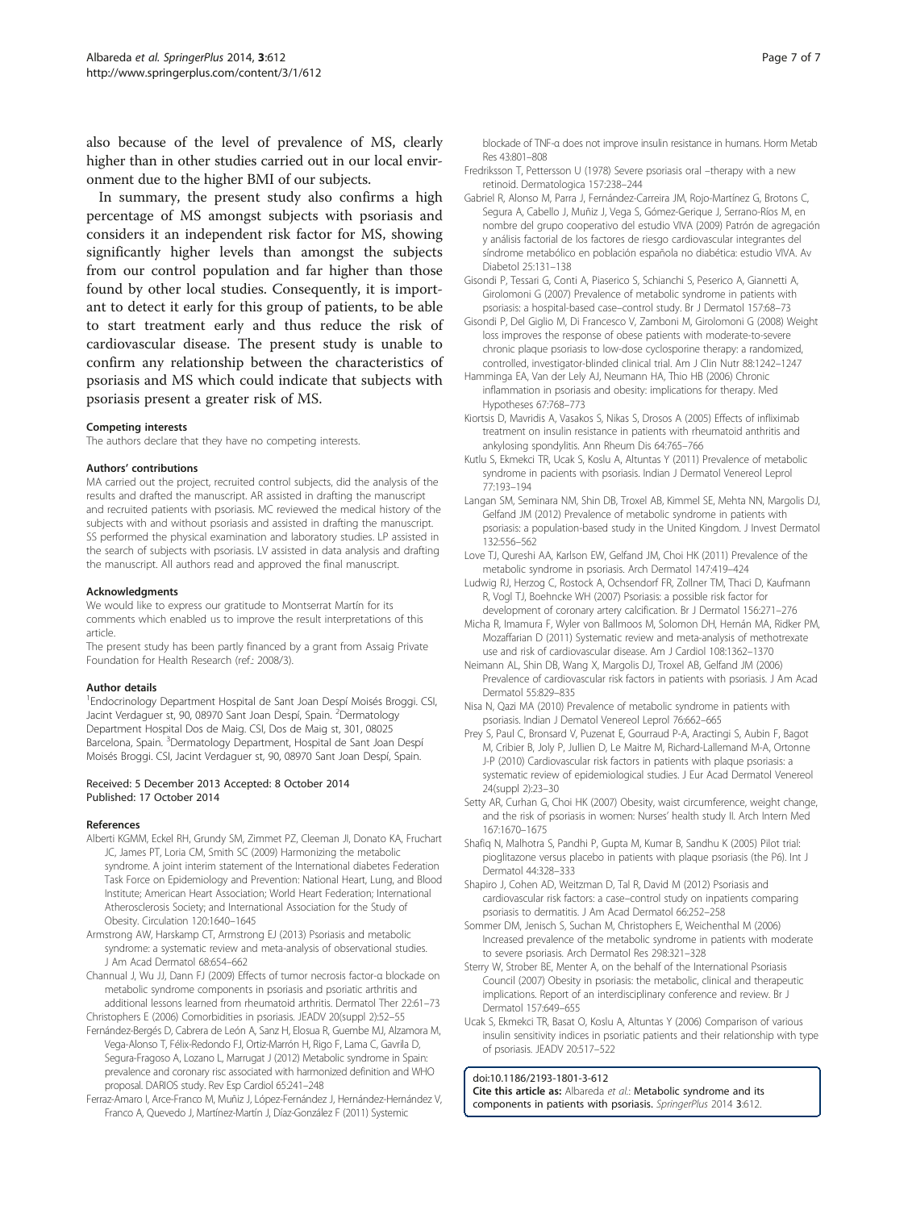also because of the level of prevalence of MS, clearly higher than in other studies carried out in our local environment due to the higher BMI of our subjects.

In summary, the present study also confirms a high percentage of MS amongst subjects with psoriasis and considers it an independent risk factor for MS, showing significantly higher levels than amongst the subjects from our control population and far higher than those found by other local studies. Consequently, it is important to detect it early for this group of patients, to be able to start treatment early and thus reduce the risk of cardiovascular disease. The present study is unable to confirm any relationship between the characteristics of psoriasis and MS which could indicate that subjects with psoriasis present a greater risk of MS.

#### Competing interests

The authors declare that they have no competing interests.

#### Authors' contributions

MA carried out the project, recruited control subjects, did the analysis of the results and drafted the manuscript. AR assisted in drafting the manuscript and recruited patients with psoriasis. MC reviewed the medical history of the subjects with and without psoriasis and assisted in drafting the manuscript. SS performed the physical examination and laboratory studies. LP assisted in the search of subjects with psoriasis. LV assisted in data analysis and drafting the manuscript. All authors read and approved the final manuscript.

#### Acknowledgments

We would like to express our gratitude to Montserrat Martín for its comments which enabled us to improve the result interpretations of this article.

The present study has been partly financed by a grant from Assaig Private Foundation for Health Research (ref.: 2008/3).

#### Author details

[1]Endocrinology Department Hospital de Sant Joan Despí Moisés Broggi. CSI, Jacint Verdaguer st, 90, 08970 Sant Joan Despí, Spain. [2]Dermatology Department Hospital Dos de Maig. CSI, Dos de Maig st, 301, 08025 Barcelona, Spain. [3]Dermatology Department, Hospital de Sant Joan Despí Moisés Broggi. CSI, Jacint Verdaguer st, 90, 08970 Sant Joan Despí, Spain.

Received: 5 December 2013 Accepted: 8 October 2014
Published: 17 October 2014

#### References

Alberti KGMM, Eckel RH, Grundy SM, Zimmet PZ, Cleeman JI, Donato KA, Fruchart JC, James PT, Loria CM, Smith SC (2009) Harmonizing the metabolic syndrome. A joint interim statement of the International diabetes Federation Task Force on Epidemiology and Prevention: National Heart, Lung, and Blood Institute; American Heart Association; World Heart Federation; International Atherosclerosis Society; and International Association for the Study of Obesity. Circulation 120:1640–1645

Armstrong AW, Harskamp CT, Armstrong EJ (2013) Psoriasis and metabolic syndrome: a systematic review and meta-analysis of observational studies. J Am Acad Dermatol 68:654–662

Channual J, Wu JJ, Dann FJ (2009) Effects of tumor necrosis factor-α blockade on metabolic syndrome components in psoriasis and psoriatic arthritis and additional lessons learned from rheumatoid arthritis. Dermatol Ther 22:61–73

Christophers E (2006) Comorbidities in psoriasis. JEADV 20(suppl 2):52–55

Fernández-Bergés D, Cabrera de León A, Sanz H, Elosua R, Guembe MJ, Alzamora M, Vega-Alonso T, Félix-Redondo FJ, Ortiz-Marrón H, Rigo F, Lama C, Gavrila D, Segura-Fragoso A, Lozano L, Marrugat J (2012) Metabolic syndrome in Spain: prevalence and coronary risc associated with harmonized definition and WHO proposal. DARIOS study. Rev Esp Cardiol 65:241–248

Ferraz-Amaro I, Arce-Franco M, Muñiz J, López-Fernández J, Hernández-Hernández V, Franco A, Quevedo J, Martínez-Martín J, Díaz-González F (2011) Systemic blockade of TNF-α does not improve insulin resistance in humans. Horm Metab Res 43:801–808

Fredriksson T, Pettersson U (1978) Severe psoriasis oral –therapy with a new retinoid. Dermatologica 157:238–244

Gabriel R, Alonso M, Parra J, Fernández-Carreira JM, Rojo-Martínez G, Brotons C, Segura A, Cabello J, Muñiz J, Vega S, Gómez-Gerique J, Serrano-Ríos M, en nombre del grupo cooperativo del estudio VIVA (2009) Patrón de agregación y análisis factorial de los factores de riesgo cardiovascular integrantes del síndrome metabólico en población española no diabética: estudio VIVA. Av Diabetol 25:131–138

Gisondi P, Tessari G, Conti A, Piaserico S, Schianchi S, Peserico A, Giannetti A, Girolomoni G (2007) Prevalence of metabolic syndrome in patients with psoriasis: a hospital-based case–control study. Br J Dermatol 157:68–73

Gisondi P, Del Giglio M, Di Francesco V, Zamboni M, Girolomoni G (2008) Weight loss improves the response of obese patients with moderate-to-severe chronic plaque psoriasis to low-dose cyclosporine therapy: a randomized, controlled, investigator-blinded clinical trial. Am J Clin Nutr 88:1242–1247

Hamminga EA, Van der Lely AJ, Neumann HA, Thio HB (2006) Chronic inflammation in psoriasis and obesity: implications for therapy. Med Hypotheses 67:768–773

Kiortsis D, Mavridis A, Vasakos S, Nikas S, Drosos A (2005) Effects of infliximab treatment on insulin resistance in patients with rheumatoid anthritis and ankylosing spondylitis. Ann Rheum Dis 64:765–766

Kutlu S, Ekmekci TR, Ucak S, Koslu A, Altuntas Y (2011) Prevalence of metabolic syndrome in pacients with psoriasis. Indian J Dermatol Venereol Leprol 77:193–194

Langan SM, Seminara NM, Shin DB, Troxel AB, Kimmel SE, Mehta NN, Margolis DJ, Gelfand JM (2012) Prevalence of metabolic syndrome in patients with psoriasis: a population-based study in the United Kingdom. J Invest Dermatol 132:556–562

Love TJ, Qureshi AA, Karlson EW, Gelfand JM, Choi HK (2011) Prevalence of the metabolic syndrome in psoriasis. Arch Dermatol 147:419–424

Ludwig RJ, Herzog C, Rostock A, Ochsendorf FR, Zollner TM, Thaci D, Kaufmann R, Vogl TJ, Boehncke WH (2007) Psoriasis: a possible risk factor for development of coronary artery calcification. Br J Dermatol 156:271–276

Micha R, Imamura F, Wyler von Ballmoos M, Solomon DH, Hernán MA, Ridker PM, Mozaffarian D (2011) Systematic review and meta-analysis of methotrexate use and risk of cardiovascular disease. Am J Cardiol 108:1362–1370

Neimann AL, Shin DB, Wang X, Margolis DJ, Troxel AB, Gelfand JM (2006) Prevalence of cardiovascular risk factors in patients with psoriasis. J Am Acad Dermatol 55:829–835

Nisa N, Qazi MA (2010) Prevalence of metabolic syndrome in patients with psoriasis. Indian J Dematol Venereol Leprol 76:662–665

Prey S, Paul C, Bronsard V, Puzenat E, Gourraud P-A, Aractingi S, Aubin F, Bagot M, Cribier B, Joly P, Jullien D, Le Maitre M, Richard-Lallemand M-A, Ortonne J-P (2010) Cardiovascular risk factors in patients with plaque psoriasis: a systematic review of epidemiological studies. J Eur Acad Dermatol Venereol 24(suppl 2):23–30

Setty AR, Curhan G, Choi HK (2007) Obesity, waist circumference, weight change, and the risk of psoriasis in women: Nurses' health study II. Arch Intern Med 167:1670–1675

Shafiq N, Malhotra S, Pandhi P, Gupta M, Kumar B, Sandhu K (2005) Pilot trial: pioglitazone versus placebo in patients with plaque psoriasis (the P6). Int J Dermatol 44:328–333

Shapiro J, Cohen AD, Weitzman D, Tal R, David M (2012) Psoriasis and cardiovascular risk factors: a case–control study on inpatients comparing psoriasis to dermatitis. J Am Acad Dermatol 66:252–258

Sommer DM, Jenisch S, Suchan M, Christophers E, Weichenthal M (2006) Increased prevalence of the metabolic syndrome in patients with moderate to severe psoriasis. Arch Dermatol Res 298:321–328

Sterry W, Strober BE, Menter A, on the behalf of the International Psoriasis Council (2007) Obesity in psoriasis: the metabolic, clinical and therapeutic implications. Report of an interdisciplinary conference and review. Br J Dermatol 157:649–655

Ucak S, Ekmekci TR, Basat O, Koslu A, Altuntas Y (2006) Comparison of various insulin sensitivity indices in psoriatic patients and their relationship with type of psoriasis. JEADV 20:517–522

doi:10.1186/2193-1801-3-612

**Cite this article as:** Albareda *et al.*: Metabolic syndrome and its components in patients with psoriasis. *SpringerPlus* 2014 **3**:612.